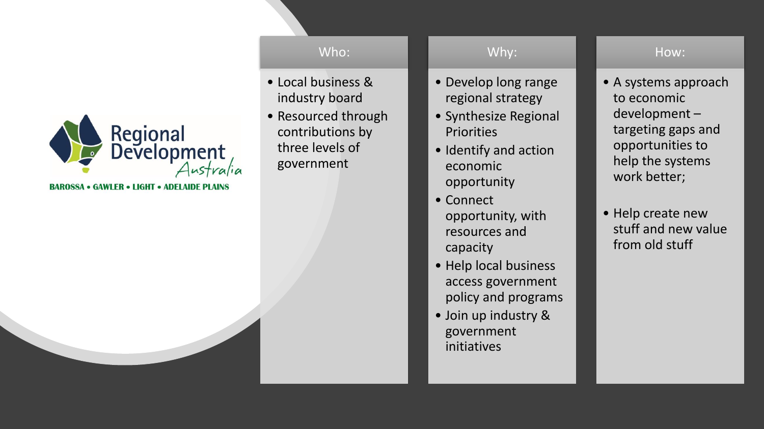Regional Development Australia

BAROSSA • GAWLER • LIGHT • ADELAIDE PLAINS

## Who:

- Local business & industry board
- Resourced through contributions by three levels of government

## Why:

- Develop long range regional strategy
- Synthesize Regional Priorities
- Identify and action economic opportunity
- Connect opportunity, with resources and capacity
- Help local business access government policy and programs
- Join up industry & government initiatives

## How:

- A systems approach to economic development – targeting gaps and opportunities to help the systems work better;
- Help create new stuff and new value from old stuff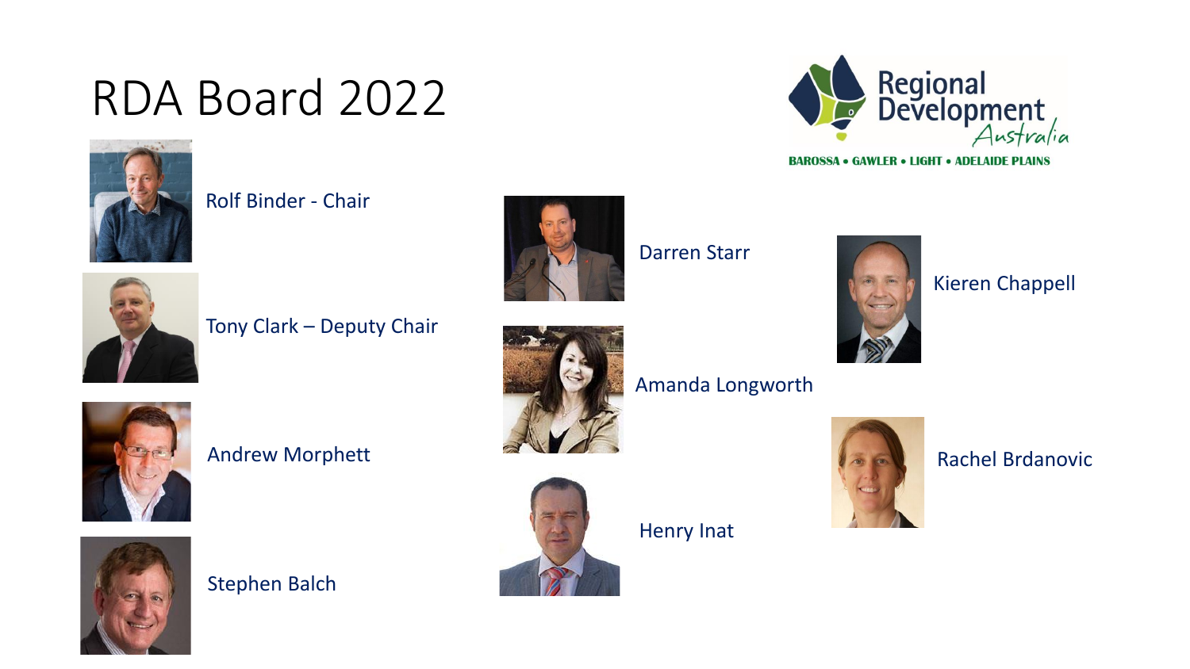# RDA Board 2022

Regional Development Australia

BAROSSA • GAWLER • LIGHT • ADELAIDE PLAINS

- Rolf Binder - Chair
- Tony Clark – Deputy Chair
- Andrew Morphett
- Stephen Balch
- Darren Starr
- Amanda Longworth
- Henry Inat
- Kieren Chappell
- Rachel Brdanovic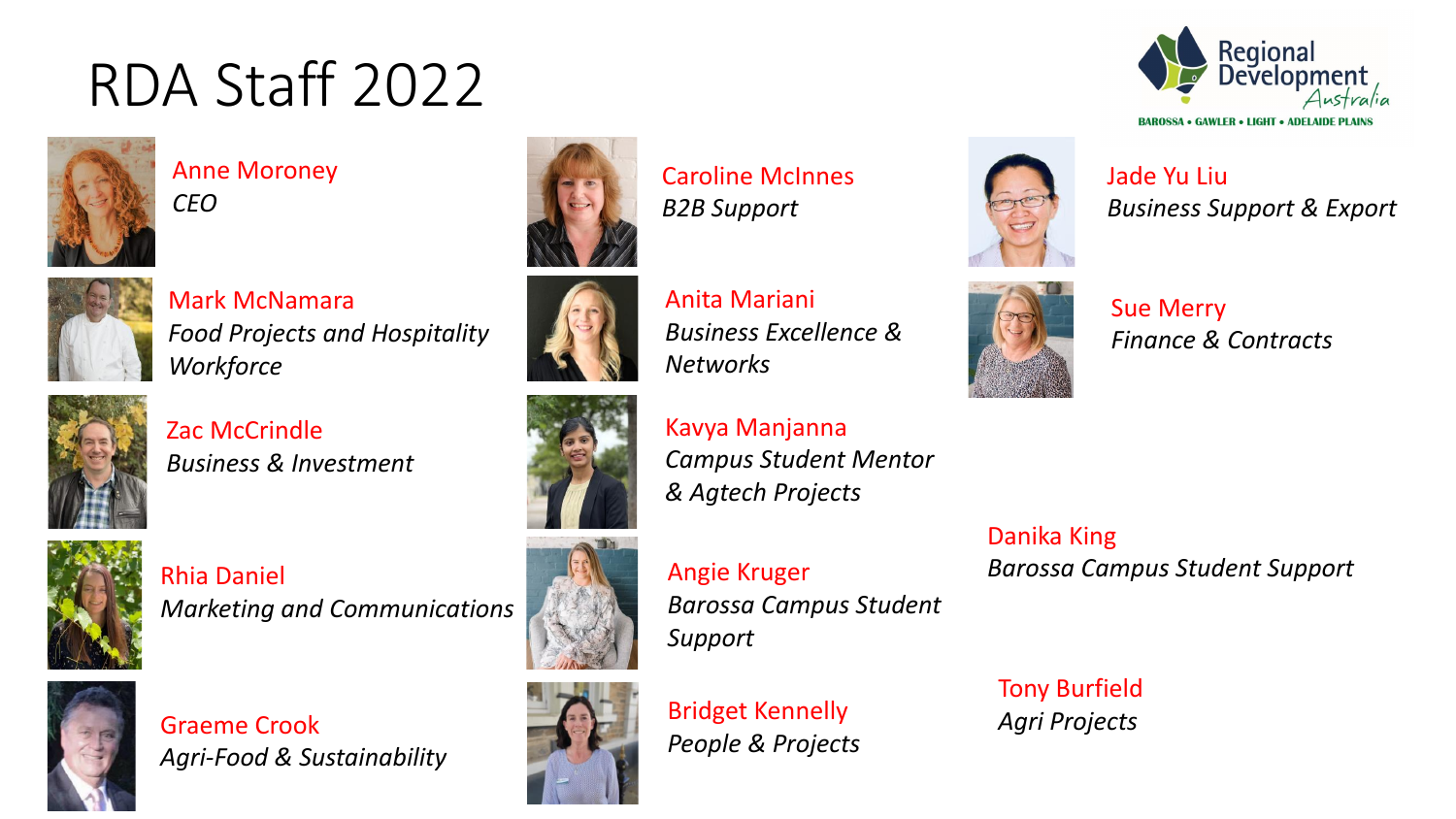# RDA Staff 2022

Regional Development Australia
BAROSSA • GAWLER • LIGHT • ADELAIDE PLAINS

**Anne Moroney**
*CEO*

**Mark McNamara**
*Food Projects and Hospitality Workforce*

**Zac McCrindle**
*Business & Investment*

**Rhia Daniel**
*Marketing and Communications*

**Graeme Crook**
*Agri-Food & Sustainability*

**Caroline McInnes**
*B2B Support*

**Anita Mariani**
*Business Excellence & Networks*

**Kavya Manjanna**
*Campus Student Mentor & Agtech Projects*

**Angie Kruger**
*Barossa Campus Student Support*

**Bridget Kennelly**
*People & Projects*

**Jade Yu Liu**
*Business Support & Export*

**Sue Merry**
*Finance & Contracts*

**Danika King**
*Barossa Campus Student Support*

**Tony Burfield**
*Agri Projects*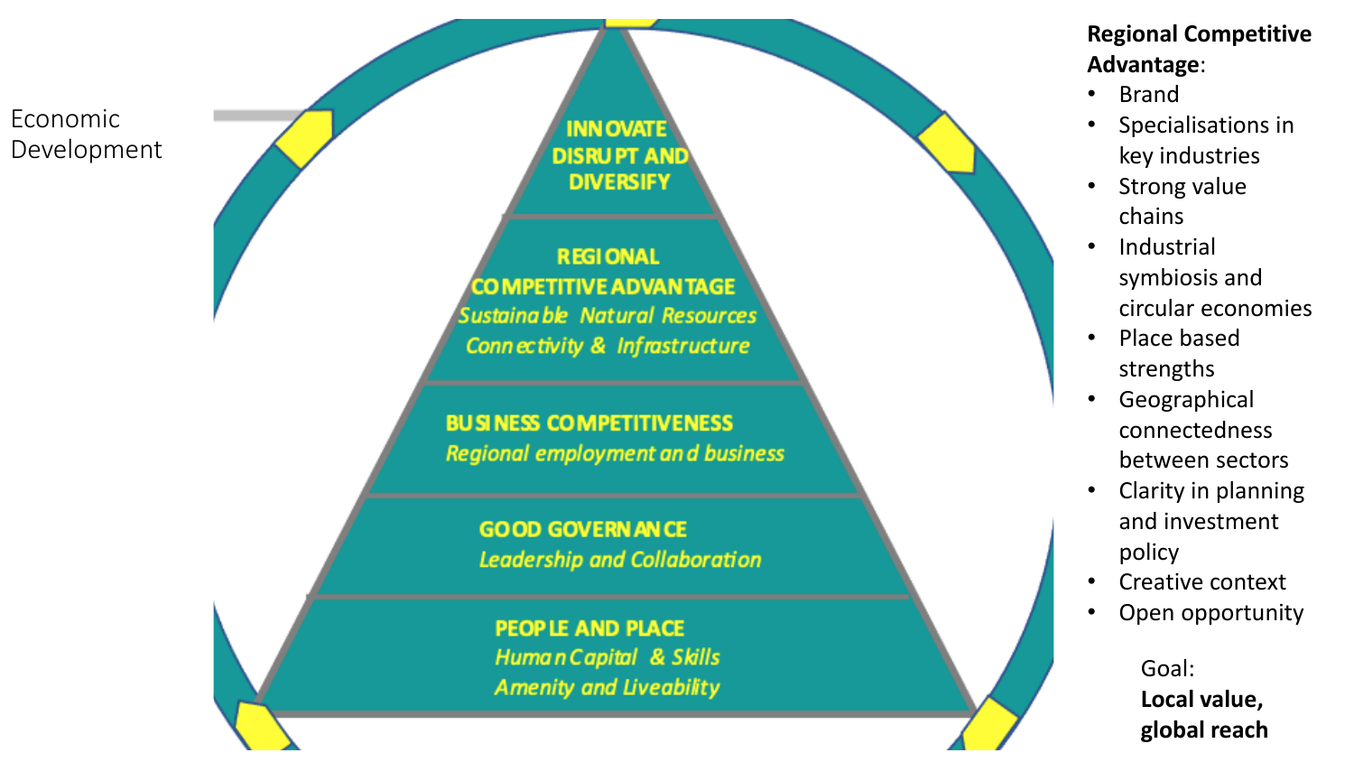Economic Development

INNOVATE DISRUPT AND DIVERSIFY

REGIONAL COMPETITIVE ADVANTAGE
*Sustainable Natural Resources*
*Connectivity & Infrastructure*

BUSINESS COMPETITIVENESS
*Regional employment and business*

GOOD GOVERNANCE
*Leadership and Collaboration*

PEOPLE AND PLACE
*Human Capital & Skills*
*Amenity and Liveability*

**Regional Competitive Advantage**:

- Brand
- Specialisations in key industries
- Strong value chains
- Industrial symbiosis and circular economies
- Place based strengths
- Geographical connectedness between sectors
- Clarity in planning and investment policy
- Creative context
- Open opportunity

Goal:
**Local value, global reach**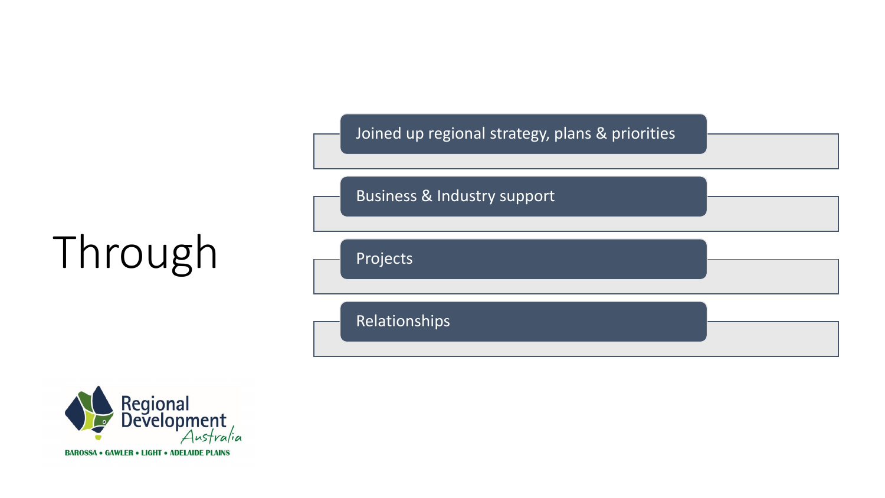# Through

- Joined up regional strategy, plans & priorities
- Business & Industry support
- Projects
- Relationships

Regional Development Australia

BAROSSA • GAWLER • LIGHT • ADELAIDE PLAINS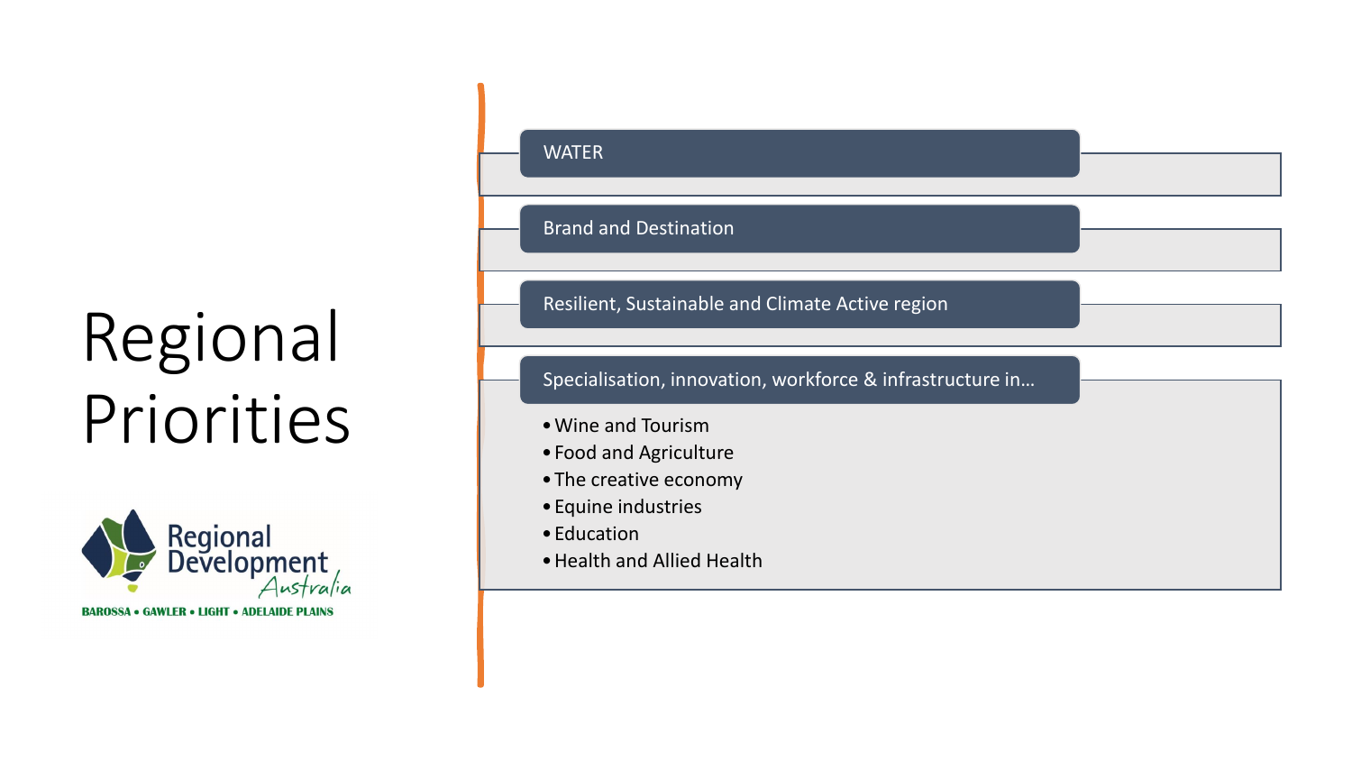# Regional Priorities

Regional Development Australia

BAROSSA • GAWLER • LIGHT • ADELAIDE PLAINS

- WATER
- Brand and Destination
- Resilient, Sustainable and Climate Active region
- Specialisation, innovation, workforce & infrastructure in…
  - Wine and Tourism
  - Food and Agriculture
  - The creative economy
  - Equine industries
  - Education
  - Health and Allied Health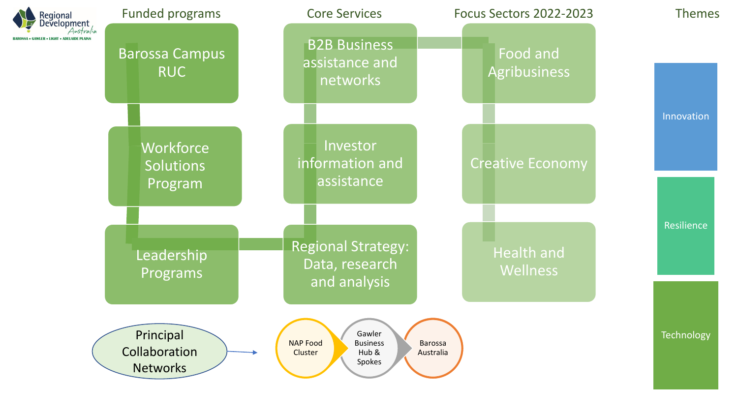Regional Development Australia

BAROSSA • GAWLER • LIGHT • ADELAIDE PLAINS

## Funded programs

Barossa Campus RUC

Workforce Solutions Program

Leadership Programs

## Core Services

B2B Business assistance and networks

Investor information and assistance

Regional Strategy: Data, research and analysis

## Focus Sectors 2022-2023

Food and Agribusiness

Creative Economy

Health and Wellness

## Themes

Innovation

Resilience

Technology

Principal Collaboration Networks

NAP Food Cluster

Gawler Business Hub & Spokes

Barossa Australia